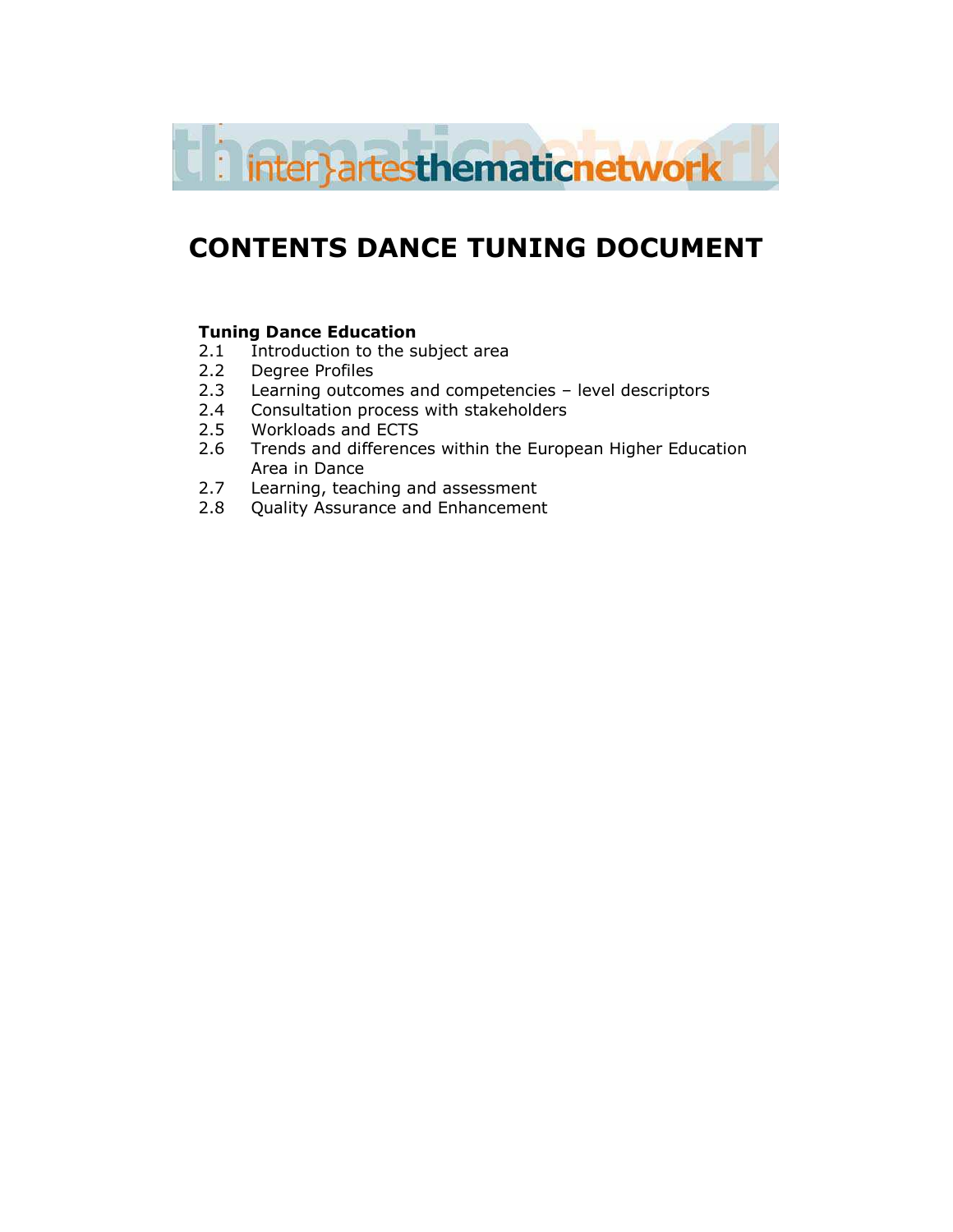# CONTENTS DANCE TUNING DOCUMENT

**Tuning Dance Education**

2.1 Introduction to the subject area
2.2 Degree Profiles
2.3 Learning outcomes and competencies – level descriptors
2.4 Consultation process with stakeholders
2.5 Workloads and ECTS
2.6 Trends and differences within the European Higher Education Area in Dance
2.7 Learning, teaching and assessment
2.8 Quality Assurance and Enhancement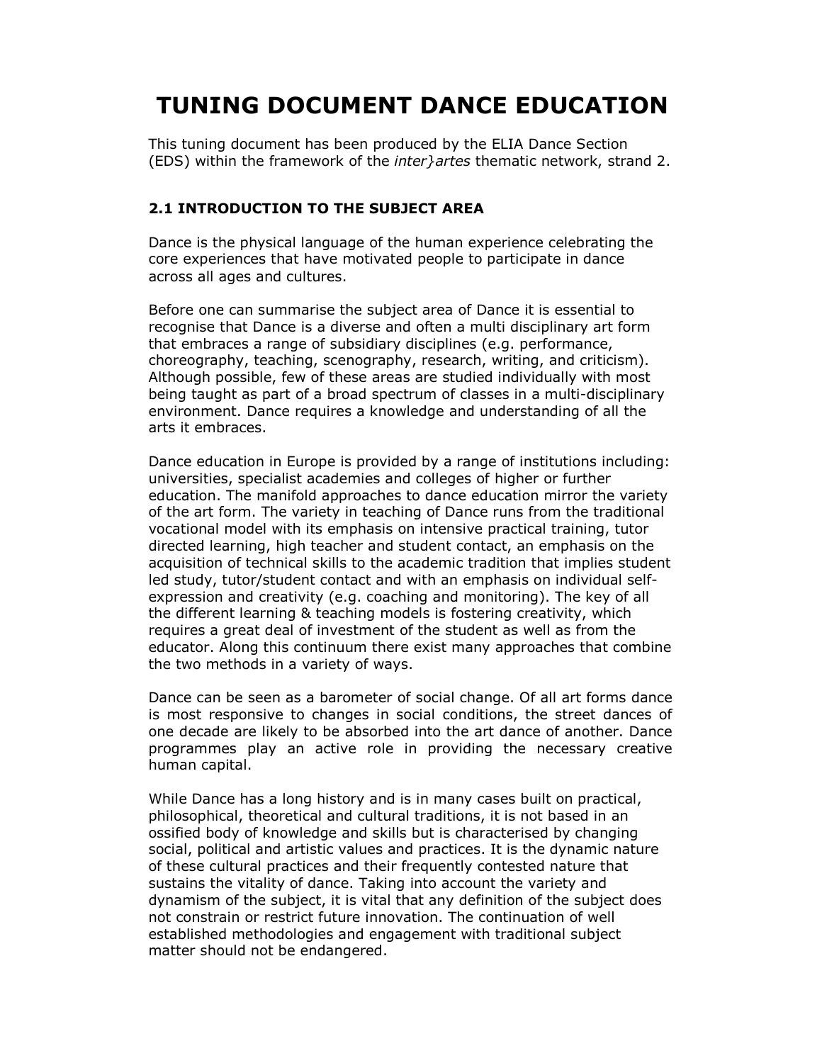# TUNING DOCUMENT DANCE EDUCATION

This tuning document has been produced by the ELIA Dance Section (EDS) within the framework of the *inter}artes* thematic network, strand 2.

### 2.1 INTRODUCTION TO THE SUBJECT AREA

Dance is the physical language of the human experience celebrating the core experiences that have motivated people to participate in dance across all ages and cultures.

Before one can summarise the subject area of Dance it is essential to recognise that Dance is a diverse and often a multi disciplinary art form that embraces a range of subsidiary disciplines (e.g. performance, choreography, teaching, scenography, research, writing, and criticism). Although possible, few of these areas are studied individually with most being taught as part of a broad spectrum of classes in a multi-disciplinary environment. Dance requires a knowledge and understanding of all the arts it embraces.

Dance education in Europe is provided by a range of institutions including: universities, specialist academies and colleges of higher or further education. The manifold approaches to dance education mirror the variety of the art form. The variety in teaching of Dance runs from the traditional vocational model with its emphasis on intensive practical training, tutor directed learning, high teacher and student contact, an emphasis on the acquisition of technical skills to the academic tradition that implies student led study, tutor/student contact and with an emphasis on individual self-expression and creativity (e.g. coaching and monitoring). The key of all the different learning & teaching models is fostering creativity, which requires a great deal of investment of the student as well as from the educator. Along this continuum there exist many approaches that combine the two methods in a variety of ways.

Dance can be seen as a barometer of social change. Of all art forms dance is most responsive to changes in social conditions, the street dances of one decade are likely to be absorbed into the art dance of another. Dance programmes play an active role in providing the necessary creative human capital.

While Dance has a long history and is in many cases built on practical, philosophical, theoretical and cultural traditions, it is not based in an ossified body of knowledge and skills but is characterised by changing social, political and artistic values and practices. It is the dynamic nature of these cultural practices and their frequently contested nature that sustains the vitality of dance. Taking into account the variety and dynamism of the subject, it is vital that any definition of the subject does not constrain or restrict future innovation. The continuation of well established methodologies and engagement with traditional subject matter should not be endangered.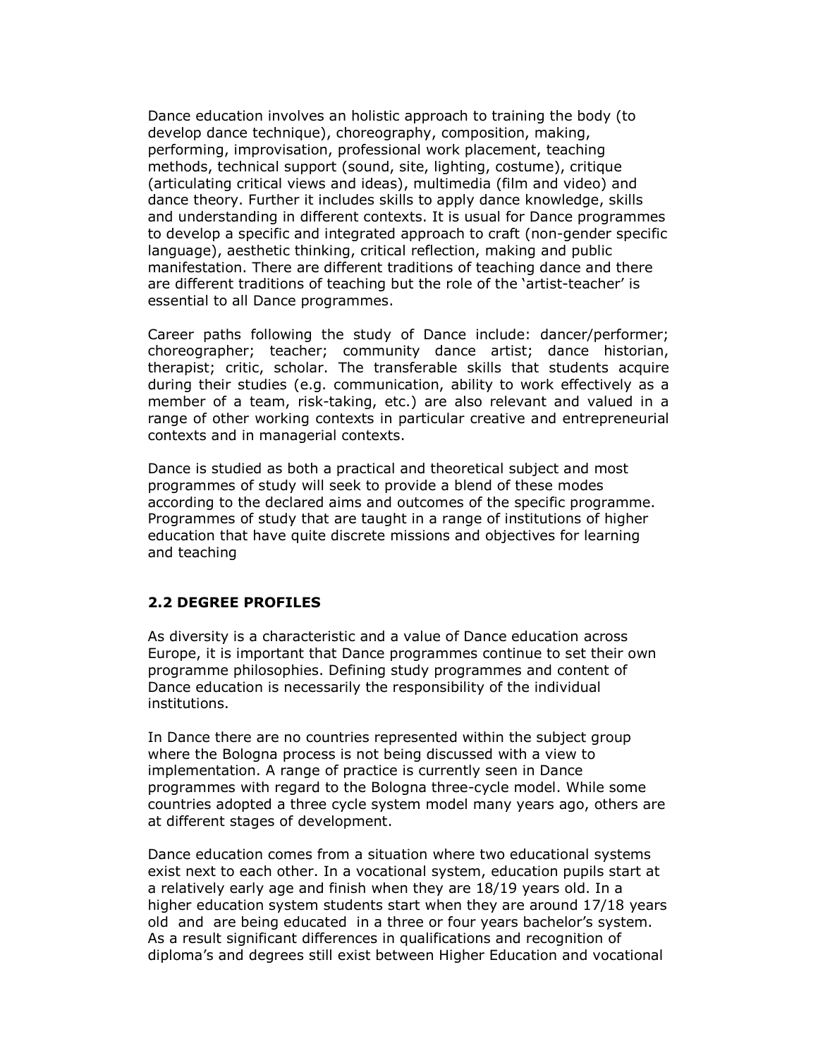Dance education involves an holistic approach to training the body (to develop dance technique), choreography, composition, making, performing, improvisation, professional work placement, teaching methods, technical support (sound, site, lighting, costume), critique (articulating critical views and ideas), multimedia (film and video) and dance theory. Further it includes skills to apply dance knowledge, skills and understanding in different contexts. It is usual for Dance programmes to develop a specific and integrated approach to craft (non-gender specific language), aesthetic thinking, critical reflection, making and public manifestation. There are different traditions of teaching dance and there are different traditions of teaching but the role of the 'artist-teacher' is essential to all Dance programmes.

Career paths following the study of Dance include: dancer/performer; choreographer; teacher; community dance artist; dance historian, therapist; critic, scholar. The transferable skills that students acquire during their studies (e.g. communication, ability to work effectively as a member of a team, risk-taking, etc.) are also relevant and valued in a range of other working contexts in particular creative and entrepreneurial contexts and in managerial contexts.

Dance is studied as both a practical and theoretical subject and most programmes of study will seek to provide a blend of these modes according to the declared aims and outcomes of the specific programme. Programmes of study that are taught in a range of institutions of higher education that have quite discrete missions and objectives for learning and teaching

## 2.2 DEGREE PROFILES

As diversity is a characteristic and a value of Dance education across Europe, it is important that Dance programmes continue to set their own programme philosophies. Defining study programmes and content of Dance education is necessarily the responsibility of the individual institutions.

In Dance there are no countries represented within the subject group where the Bologna process is not being discussed with a view to implementation. A range of practice is currently seen in Dance programmes with regard to the Bologna three-cycle model. While some countries adopted a three cycle system model many years ago, others are at different stages of development.

Dance education comes from a situation where two educational systems exist next to each other. In a vocational system, education pupils start at a relatively early age and finish when they are 18/19 years old. In a higher education system students start when they are around 17/18 years old and are being educated in a three or four years bachelor's system. As a result significant differences in qualifications and recognition of diploma's and degrees still exist between Higher Education and vocational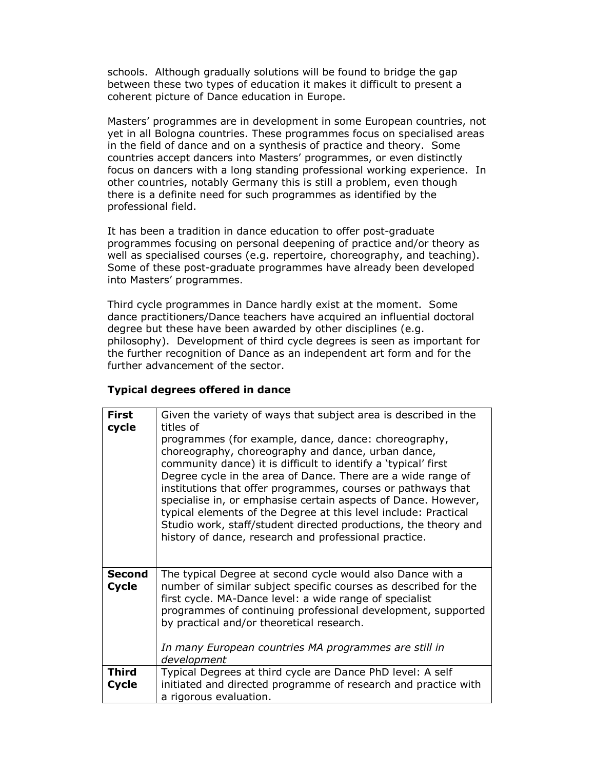schools. Although gradually solutions will be found to bridge the gap between these two types of education it makes it difficult to present a coherent picture of Dance education in Europe.

Masters' programmes are in development in some European countries, not yet in all Bologna countries. These programmes focus on specialised areas in the field of dance and on a synthesis of practice and theory. Some countries accept dancers into Masters' programmes, or even distinctly focus on dancers with a long standing professional working experience. In other countries, notably Germany this is still a problem, even though there is a definite need for such programmes as identified by the professional field.

It has been a tradition in dance education to offer post-graduate programmes focusing on personal deepening of practice and/or theory as well as specialised courses (e.g. repertoire, choreography, and teaching). Some of these post-graduate programmes have already been developed into Masters' programmes.

Third cycle programmes in Dance hardly exist at the moment. Some dance practitioners/Dance teachers have acquired an influential doctoral degree but these have been awarded by other disciplines (e.g. philosophy). Development of third cycle degrees is seen as important for the further recognition of Dance as an independent art form and for the further advancement of the sector.

**Typical degrees offered in dance**

| | |
|---|---|
| **First cycle** | Given the variety of ways that subject area is described in the titles of programmes (for example, dance, dance: choreography, choreography, choreography and dance, urban dance, community dance) it is difficult to identify a 'typical' first Degree cycle in the area of Dance. There are a wide range of institutions that offer programmes, courses or pathways that specialise in, or emphasise certain aspects of Dance. However, typical elements of the Degree at this level include: Practical Studio work, staff/student directed productions, the theory and history of dance, research and professional practice. |
| **Second Cycle** | The typical Degree at second cycle would also Dance with a number of similar subject specific courses as described for the first cycle. MA-Dance level: a wide range of specialist programmes of continuing professional development, supported by practical and/or theoretical research. *In many European countries MA programmes are still in development* |
| **Third Cycle** | Typical Degrees at third cycle are Dance PhD level: A self initiated and directed programme of research and practice with a rigorous evaluation. |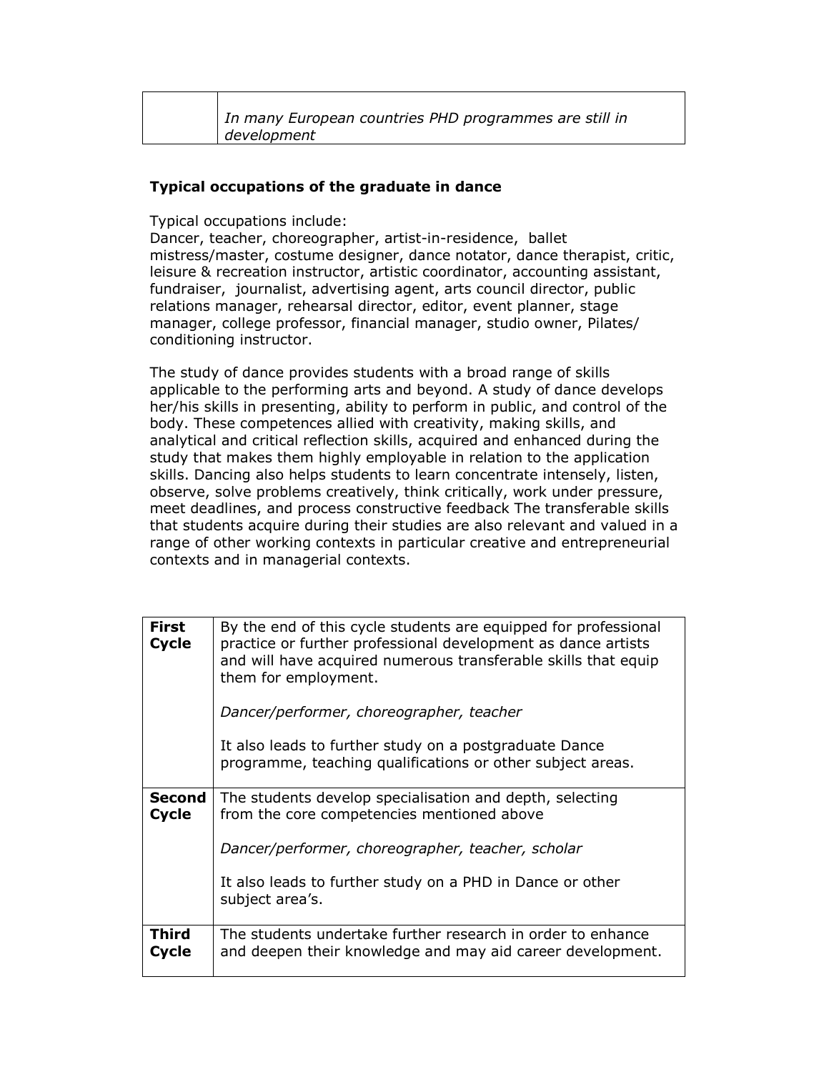| | |
|---|---|
| | *In many European countries PHD programmes are still in development* |

**Typical occupations of the graduate in dance**

Typical occupations include:
Dancer, teacher, choreographer, artist-in-residence, ballet mistress/master, costume designer, dance notator, dance therapist, critic, leisure & recreation instructor, artistic coordinator, accounting assistant, fundraiser, journalist, advertising agent, arts council director, public relations manager, rehearsal director, editor, event planner, stage manager, college professor, financial manager, studio owner, Pilates/ conditioning instructor.

The study of dance provides students with a broad range of skills applicable to the performing arts and beyond. A study of dance develops her/his skills in presenting, ability to perform in public, and control of the body. These competences allied with creativity, making skills, and analytical and critical reflection skills, acquired and enhanced during the study that makes them highly employable in relation to the application skills. Dancing also helps students to learn concentrate intensely, listen, observe, solve problems creatively, think critically, work under pressure, meet deadlines, and process constructive feedback The transferable skills that students acquire during their studies are also relevant and valued in a range of other working contexts in particular creative and entrepreneurial contexts and in managerial contexts.

| | |
|---|---|
| **First Cycle** | By the end of this cycle students are equipped for professional practice or further professional development as dance artists and will have acquired numerous transferable skills that equip them for employment.<br><br>*Dancer/performer, choreographer, teacher*<br><br>It also leads to further study on a postgraduate Dance programme, teaching qualifications or other subject areas. |
| **Second Cycle** | The students develop specialisation and depth, selecting from the core competencies mentioned above<br><br>*Dancer/performer, choreographer, teacher, scholar*<br><br>It also leads to further study on a PHD in Dance or other subject area's. |
| **Third Cycle** | The students undertake further research in order to enhance and deepen their knowledge and may aid career development. |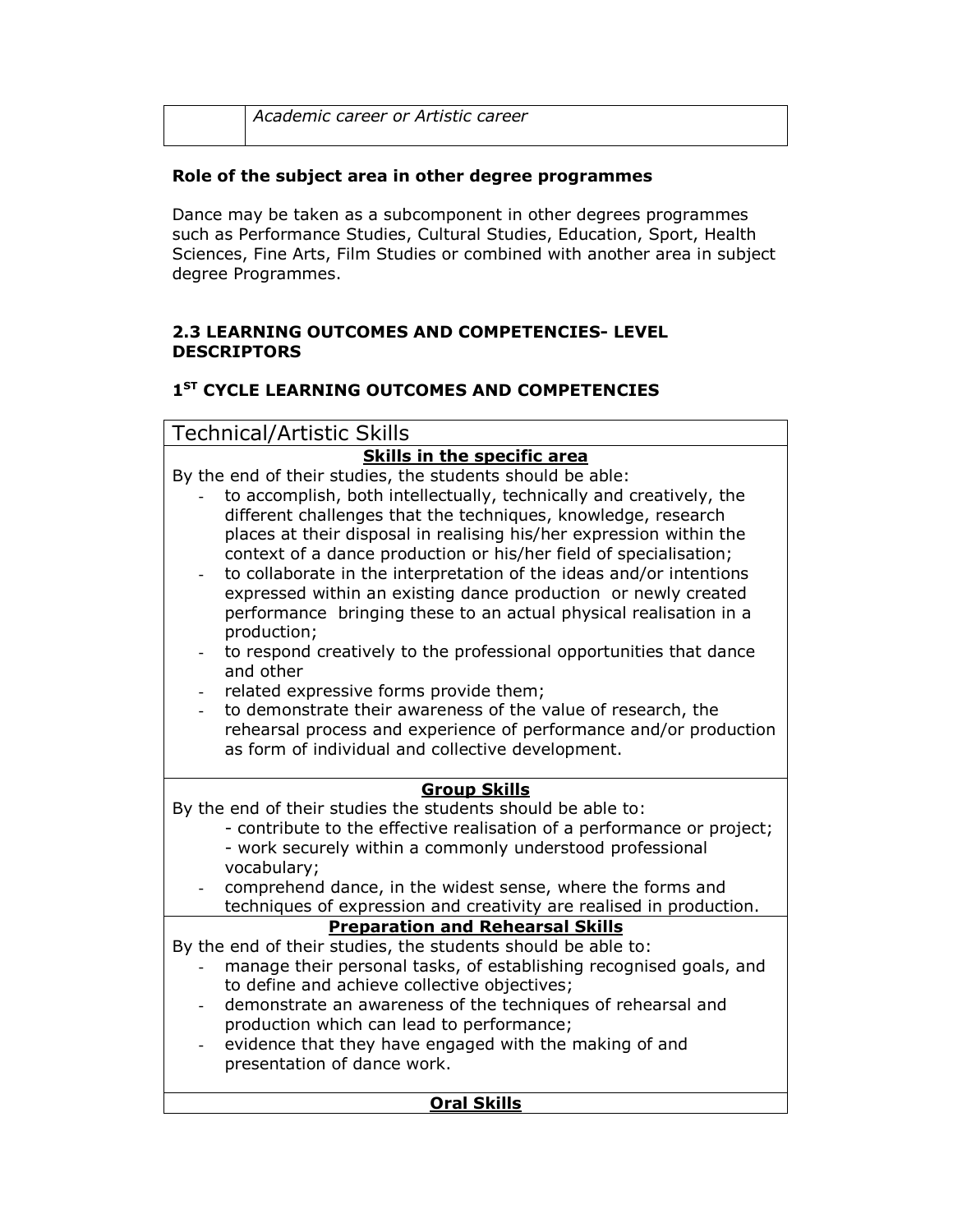| | *Academic career or Artistic career* |
|---|---|

**Role of the subject area in other degree programmes**

Dance may be taken as a subcomponent in other degrees programmes such as Performance Studies, Cultural Studies, Education, Sport, Health Sciences, Fine Arts, Film Studies or combined with another area in subject degree Programmes.

### 2.3 LEARNING OUTCOMES AND COMPETENCIES- LEVEL DESCRIPTORS

### 1[ST] CYCLE LEARNING OUTCOMES AND COMPETENCIES

**Technical/Artistic Skills**

**Skills in the specific area**

By the end of their studies, the students should be able:

- to accomplish, both intellectually, technically and creatively, the different challenges that the techniques, knowledge, research places at their disposal in realising his/her expression within the context of a dance production or his/her field of specialisation;
- to collaborate in the interpretation of the ideas and/or intentions expressed within an existing dance production or newly created performance bringing these to an actual physical realisation in a production;
- to respond creatively to the professional opportunities that dance and other
- related expressive forms provide them;
- to demonstrate their awareness of the value of research, the rehearsal process and experience of performance and/or production as form of individual and collective development.

**Group Skills**

By the end of their studies the students should be able to:

- contribute to the effective realisation of a performance or project;
- work securely within a commonly understood professional vocabulary;
- comprehend dance, in the widest sense, where the forms and techniques of expression and creativity are realised in production.

**Preparation and Rehearsal Skills**

By the end of their studies, the students should be able to:

- manage their personal tasks, of establishing recognised goals, and to define and achieve collective objectives;
- demonstrate an awareness of the techniques of rehearsal and production which can lead to performance;
- evidence that they have engaged with the making of and presentation of dance work.

**Oral Skills**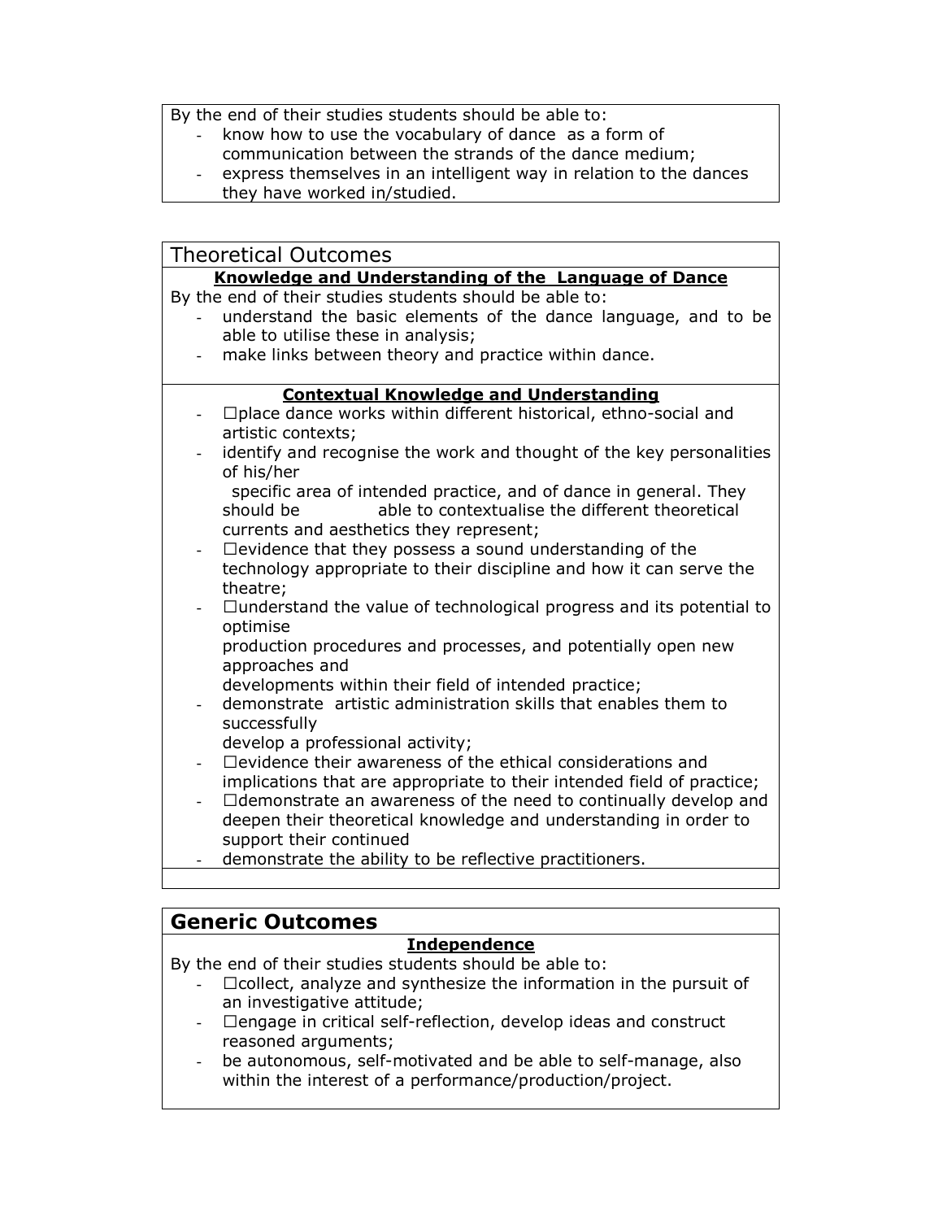By the end of their studies students should be able to:

- know how to use the vocabulary of dance as a form of communication between the strands of the dance medium;
- express themselves in an intelligent way in relation to the dances they have worked in/studied.

## Theoretical Outcomes

**Knowledge and Understanding of the Language of Dance**

By the end of their studies students should be able to:

- understand the basic elements of the dance language, and to be able to utilise these in analysis;
- make links between theory and practice within dance.

**Contextual Knowledge and Understanding**

- place dance works within different historical, ethno-social and artistic contexts;
- identify and recognise the work and thought of the key personalities of his/her specific area of intended practice, and of dance in general. They should be able to contextualise the different theoretical currents and aesthetics they represent;
- evidence that they possess a sound understanding of the technology appropriate to their discipline and how it can serve the theatre;
- understand the value of technological progress and its potential to optimise production procedures and processes, and potentially open new approaches and developments within their field of intended practice;
- demonstrate artistic administration skills that enables them to successfully develop a professional activity;
- evidence their awareness of the ethical considerations and implications that are appropriate to their intended field of practice;
- demonstrate an awareness of the need to continually develop and deepen their theoretical knowledge and understanding in order to support their continued
- demonstrate the ability to be reflective practitioners.

## Generic Outcomes

**Independence**

By the end of their studies students should be able to:

- collect, analyze and synthesize the information in the pursuit of an investigative attitude;
- engage in critical self-reflection, develop ideas and construct reasoned arguments;
- be autonomous, self-motivated and be able to self-manage, also within the interest of a performance/production/project.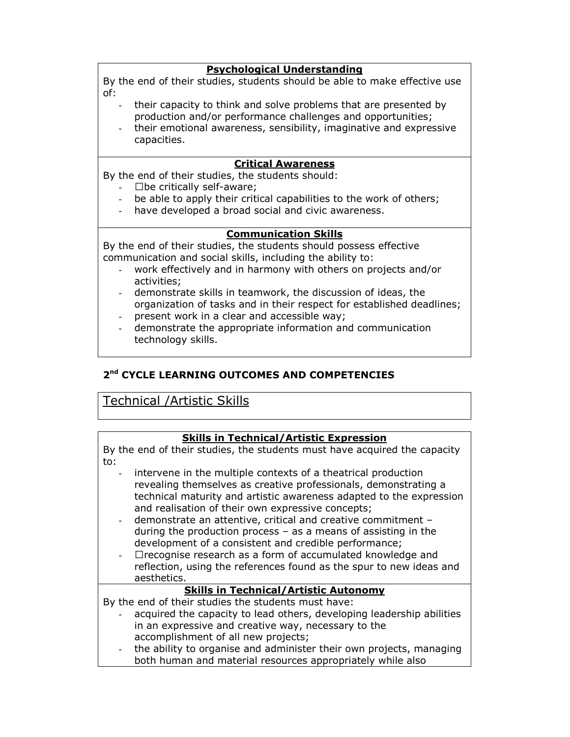**Psychological Understanding**

By the end of their studies, students should be able to make effective use of:

- their capacity to think and solve problems that are presented by production and/or performance challenges and opportunities;
- their emotional awareness, sensibility, imaginative and expressive capacities.

**Critical Awareness**

By the end of their studies, the students should:

- ☐be critically self-aware;
- be able to apply their critical capabilities to the work of others;
- have developed a broad social and civic awareness.

**Communication Skills**

By the end of their studies, the students should possess effective communication and social skills, including the ability to:

- work effectively and in harmony with others on projects and/or activities;
- demonstrate skills in teamwork, the discussion of ideas, the organization of tasks and in their respect for established deadlines;
- present work in a clear and accessible way;
- demonstrate the appropriate information and communication technology skills.

## 2nd CYCLE LEARNING OUTCOMES AND COMPETENCIES

### Technical /Artistic Skills

**Skills in Technical/Artistic Expression**

By the end of their studies, the students must have acquired the capacity to:

- intervene in the multiple contexts of a theatrical production revealing themselves as creative professionals, demonstrating a technical maturity and artistic awareness adapted to the expression and realisation of their own expressive concepts;
- demonstrate an attentive, critical and creative commitment – during the production process – as a means of assisting in the development of a consistent and credible performance;
- ☐recognise research as a form of accumulated knowledge and reflection, using the references found as the spur to new ideas and aesthetics.

**Skills in Technical/Artistic Autonomy**

By the end of their studies the students must have:

- acquired the capacity to lead others, developing leadership abilities in an expressive and creative way, necessary to the accomplishment of all new projects;
- the ability to organise and administer their own projects, managing both human and material resources appropriately while also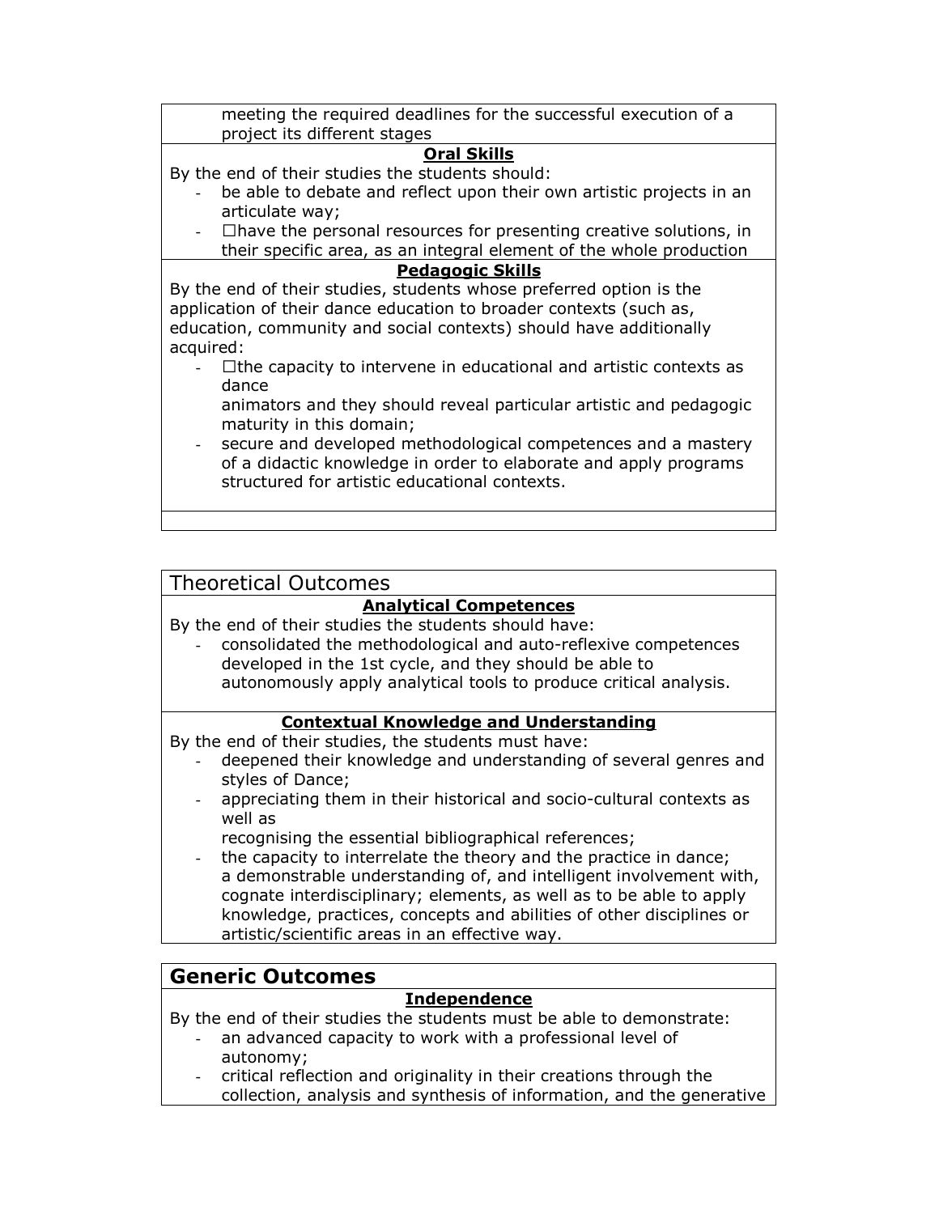meeting the required deadlines for the successful execution of a project its different stages

**Oral Skills**

By the end of their studies the students should:

- be able to debate and reflect upon their own artistic projects in an articulate way;
- ☐have the personal resources for presenting creative solutions, in their specific area, as an integral element of the whole production

**Pedagogic Skills**

By the end of their studies, students whose preferred option is the application of their dance education to broader contexts (such as, education, community and social contexts) should have additionally acquired:

- ☐the capacity to intervene in educational and artistic contexts as dance
  animators and they should reveal particular artistic and pedagogic maturity in this domain;
- secure and developed methodological competences and a mastery of a didactic knowledge in order to elaborate and apply programs structured for artistic educational contexts.

## Theoretical Outcomes

**Analytical Competences**

By the end of their studies the students should have:

- consolidated the methodological and auto-reflexive competences developed in the 1st cycle, and they should be able to autonomously apply analytical tools to produce critical analysis.

**Contextual Knowledge and Understanding**

By the end of their studies, the students must have:

- deepened their knowledge and understanding of several genres and styles of Dance;
- appreciating them in their historical and socio-cultural contexts as well as
  recognising the essential bibliographical references;
- the capacity to interrelate the theory and the practice in dance;
  a demonstrable understanding of, and intelligent involvement with, cognate interdisciplinary; elements, as well as to be able to apply knowledge, practices, concepts and abilities of other disciplines or artistic/scientific areas in an effective way.

## Generic Outcomes

**Independence**

By the end of their studies the students must be able to demonstrate:

- an advanced capacity to work with a professional level of autonomy;
- critical reflection and originality in their creations through the collection, analysis and synthesis of information, and the generative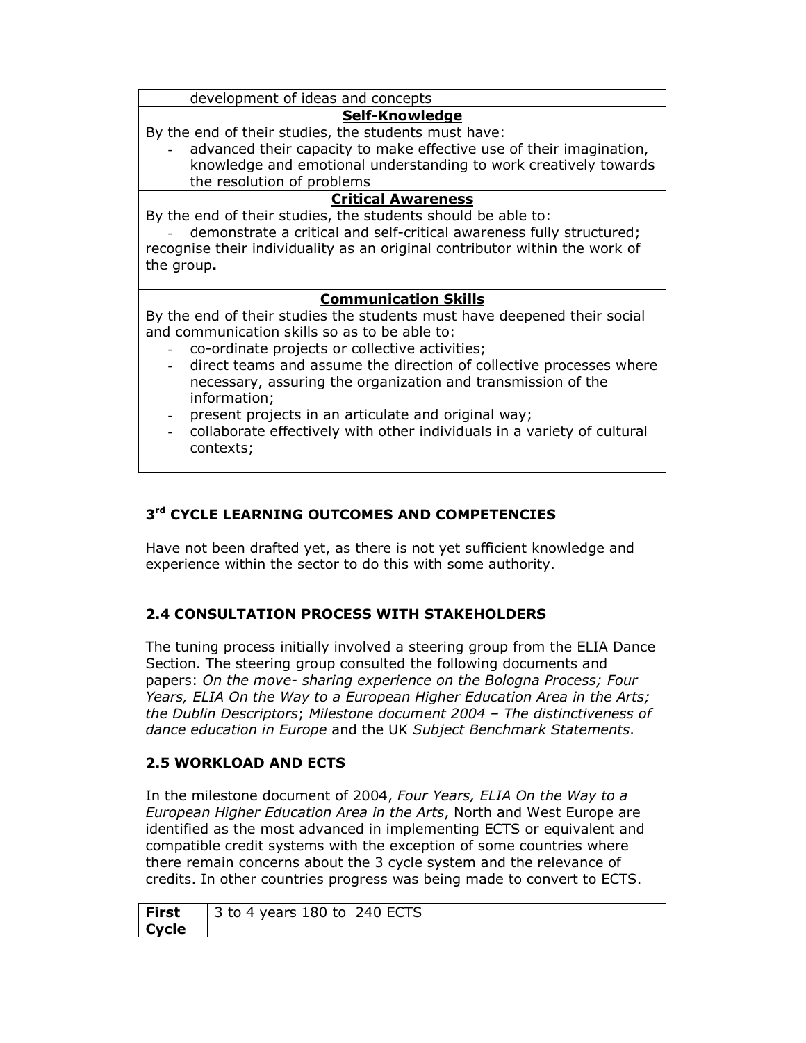development of ideas and concepts

**Self-Knowledge**

By the end of their studies, the students must have:

- advanced their capacity to make effective use of their imagination, knowledge and emotional understanding to work creatively towards the resolution of problems

**Critical Awareness**

By the end of their studies, the students should be able to:

- demonstrate a critical and self-critical awareness fully structured; recognise their individuality as an original contributor within the work of the group**.**

**Communication Skills**

By the end of their studies the students must have deepened their social and communication skills so as to be able to:

- co-ordinate projects or collective activities;
- direct teams and assume the direction of collective processes where necessary, assuring the organization and transmission of the information;
- present projects in an articulate and original way;
- collaborate effectively with other individuals in a variety of cultural contexts;

## 3rd CYCLE LEARNING OUTCOMES AND COMPETENCIES

Have not been drafted yet, as there is not yet sufficient knowledge and experience within the sector to do this with some authority.

## 2.4 CONSULTATION PROCESS WITH STAKEHOLDERS

The tuning process initially involved a steering group from the ELIA Dance Section. The steering group consulted the following documents and papers: *On the move- sharing experience on the Bologna Process; Four Years, ELIA On the Way to a European Higher Education Area in the Arts; the Dublin Descriptors*; *Milestone document 2004 – The distinctiveness of dance education in Europe* and the UK *Subject Benchmark Statements*.

## 2.5 WORKLOAD AND ECTS

In the milestone document of 2004, *Four Years, ELIA On the Way to a European Higher Education Area in the Arts*, North and West Europe are identified as the most advanced in implementing ECTS or equivalent and compatible credit systems with the exception of some countries where there remain concerns about the 3 cycle system and the relevance of credits. In other countries progress was being made to convert to ECTS.

| **First Cycle** | 3 to 4 years 180 to 240 ECTS |
|---|---|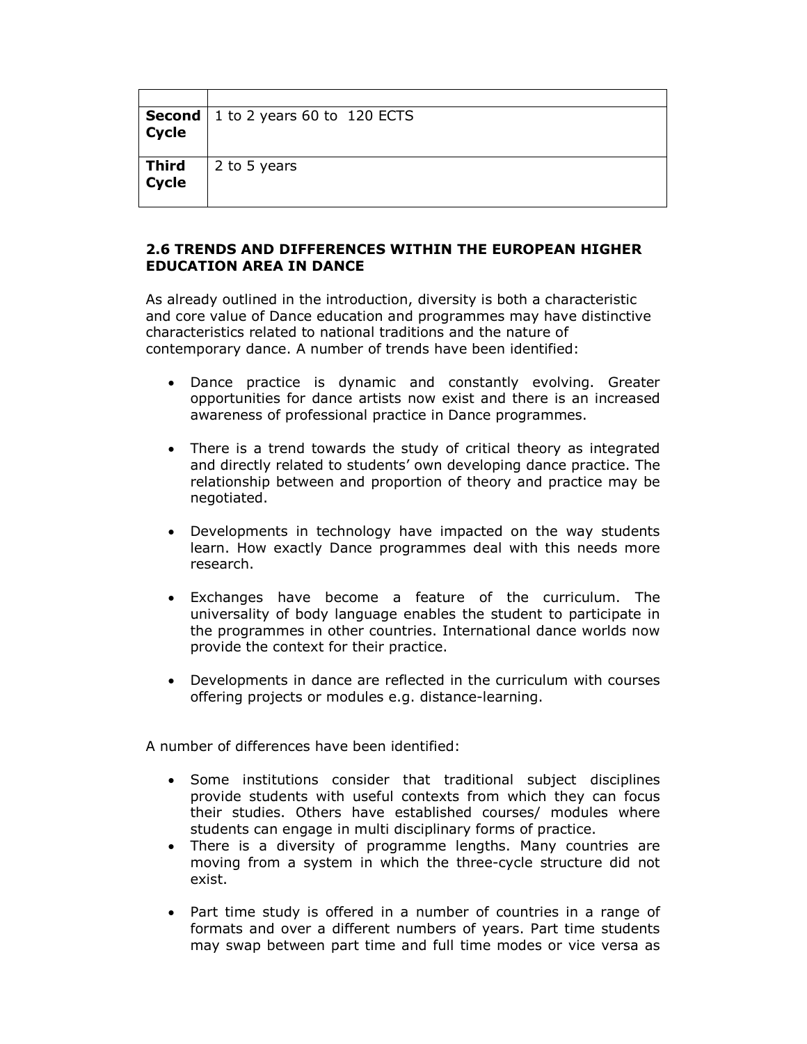| | |
|---|---|
| **Second Cycle** | 1 to 2 years 60 to 120 ECTS |
| **Third Cycle** | 2 to 5 years |

## 2.6 TRENDS AND DIFFERENCES WITHIN THE EUROPEAN HIGHER EDUCATION AREA IN DANCE

As already outlined in the introduction, diversity is both a characteristic and core value of Dance education and programmes may have distinctive characteristics related to national traditions and the nature of contemporary dance. A number of trends have been identified:

- Dance practice is dynamic and constantly evolving. Greater opportunities for dance artists now exist and there is an increased awareness of professional practice in Dance programmes.
- There is a trend towards the study of critical theory as integrated and directly related to students' own developing dance practice. The relationship between and proportion of theory and practice may be negotiated.
- Developments in technology have impacted on the way students learn. How exactly Dance programmes deal with this needs more research.
- Exchanges have become a feature of the curriculum. The universality of body language enables the student to participate in the programmes in other countries. International dance worlds now provide the context for their practice.
- Developments in dance are reflected in the curriculum with courses offering projects or modules e.g. distance-learning.

A number of differences have been identified:

- Some institutions consider that traditional subject disciplines provide students with useful contexts from which they can focus their studies. Others have established courses/ modules where students can engage in multi disciplinary forms of practice.
- There is a diversity of programme lengths. Many countries are moving from a system in which the three-cycle structure did not exist.
- Part time study is offered in a number of countries in a range of formats and over a different numbers of years. Part time students may swap between part time and full time modes or vice versa as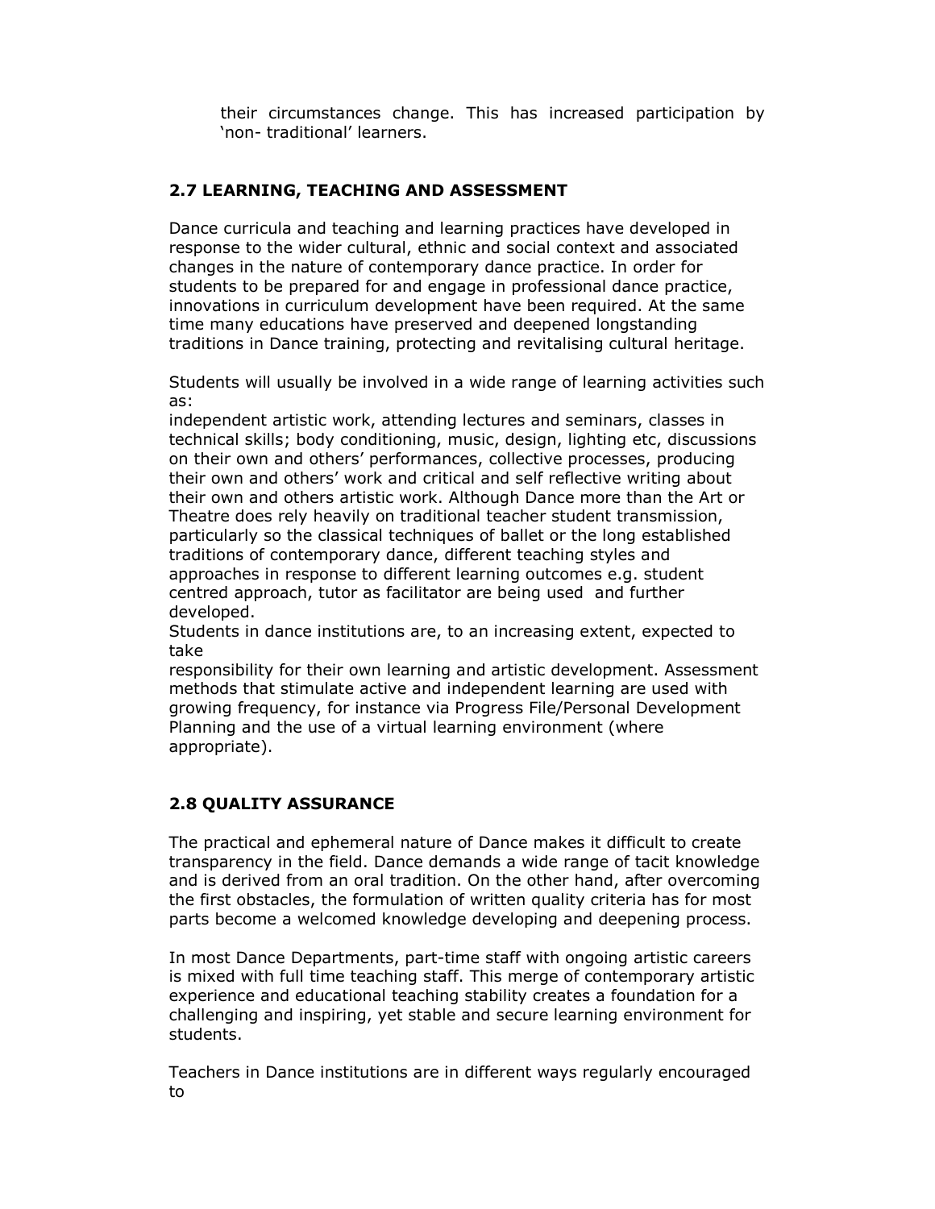their circumstances change. This has increased participation by 'non- traditional' learners.

## 2.7 LEARNING, TEACHING AND ASSESSMENT

Dance curricula and teaching and learning practices have developed in response to the wider cultural, ethnic and social context and associated changes in the nature of contemporary dance practice. In order for students to be prepared for and engage in professional dance practice, innovations in curriculum development have been required. At the same time many educations have preserved and deepened longstanding traditions in Dance training, protecting and revitalising cultural heritage.

Students will usually be involved in a wide range of learning activities such as:
independent artistic work, attending lectures and seminars, classes in technical skills; body conditioning, music, design, lighting etc, discussions on their own and others' performances, collective processes, producing their own and others' work and critical and self reflective writing about their own and others artistic work. Although Dance more than the Art or Theatre does rely heavily on traditional teacher student transmission, particularly so the classical techniques of ballet or the long established traditions of contemporary dance, different teaching styles and approaches in response to different learning outcomes e.g. student centred approach, tutor as facilitator are being used and further developed.
Students in dance institutions are, to an increasing extent, expected to take
responsibility for their own learning and artistic development. Assessment methods that stimulate active and independent learning are used with growing frequency, for instance via Progress File/Personal Development Planning and the use of a virtual learning environment (where appropriate).

## 2.8 QUALITY ASSURANCE

The practical and ephemeral nature of Dance makes it difficult to create transparency in the field. Dance demands a wide range of tacit knowledge and is derived from an oral tradition. On the other hand, after overcoming the first obstacles, the formulation of written quality criteria has for most parts become a welcomed knowledge developing and deepening process.

In most Dance Departments, part-time staff with ongoing artistic careers is mixed with full time teaching staff. This merge of contemporary artistic experience and educational teaching stability creates a foundation for a challenging and inspiring, yet stable and secure learning environment for students.

Teachers in Dance institutions are in different ways regularly encouraged to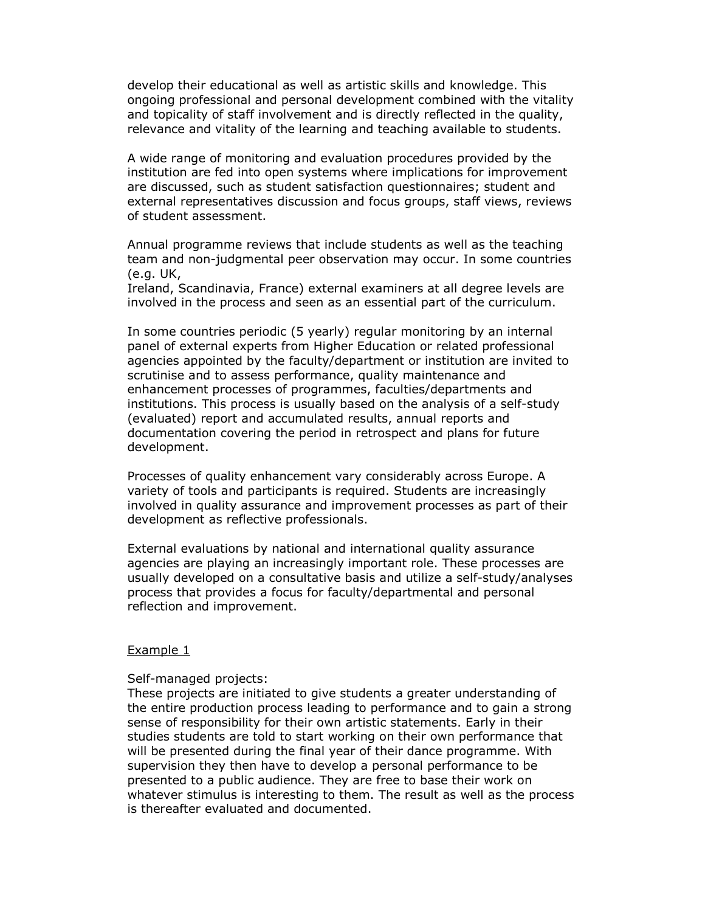develop their educational as well as artistic skills and knowledge. This ongoing professional and personal development combined with the vitality and topicality of staff involvement and is directly reflected in the quality, relevance and vitality of the learning and teaching available to students.

A wide range of monitoring and evaluation procedures provided by the institution are fed into open systems where implications for improvement are discussed, such as student satisfaction questionnaires; student and external representatives discussion and focus groups, staff views, reviews of student assessment.

Annual programme reviews that include students as well as the teaching team and non-judgmental peer observation may occur. In some countries (e.g. UK, Ireland, Scandinavia, France) external examiners at all degree levels are involved in the process and seen as an essential part of the curriculum.

In some countries periodic (5 yearly) regular monitoring by an internal panel of external experts from Higher Education or related professional agencies appointed by the faculty/department or institution are invited to scrutinise and to assess performance, quality maintenance and enhancement processes of programmes, faculties/departments and institutions. This process is usually based on the analysis of a self-study (evaluated) report and accumulated results, annual reports and documentation covering the period in retrospect and plans for future development.

Processes of quality enhancement vary considerably across Europe. A variety of tools and participants is required. Students are increasingly involved in quality assurance and improvement processes as part of their development as reflective professionals.

External evaluations by national and international quality assurance agencies are playing an increasingly important role. These processes are usually developed on a consultative basis and utilize a self-study/analyses process that provides a focus for faculty/departmental and personal reflection and improvement.

<u>Example 1</u>

Self-managed projects:
These projects are initiated to give students a greater understanding of the entire production process leading to performance and to gain a strong sense of responsibility for their own artistic statements. Early in their studies students are told to start working on their own performance that will be presented during the final year of their dance programme. With supervision they then have to develop a personal performance to be presented to a public audience. They are free to base their work on whatever stimulus is interesting to them. The result as well as the process is thereafter evaluated and documented.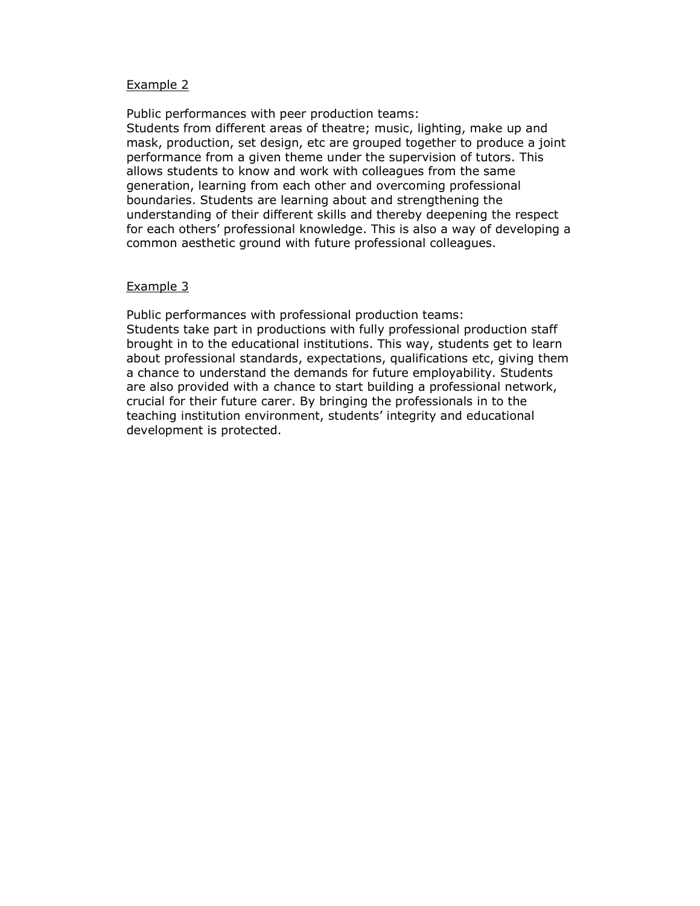<u>Example 2</u>

Public performances with peer production teams:
Students from different areas of theatre; music, lighting, make up and mask, production, set design, etc are grouped together to produce a joint performance from a given theme under the supervision of tutors. This allows students to know and work with colleagues from the same generation, learning from each other and overcoming professional boundaries. Students are learning about and strengthening the understanding of their different skills and thereby deepening the respect for each others' professional knowledge. This is also a way of developing a common aesthetic ground with future professional colleagues.

<u>Example 3</u>

Public performances with professional production teams:
Students take part in productions with fully professional production staff brought in to the educational institutions. This way, students get to learn about professional standards, expectations, qualifications etc, giving them a chance to understand the demands for future employability. Students are also provided with a chance to start building a professional network, crucial for their future carer. By bringing the professionals in to the teaching institution environment, students' integrity and educational development is protected.